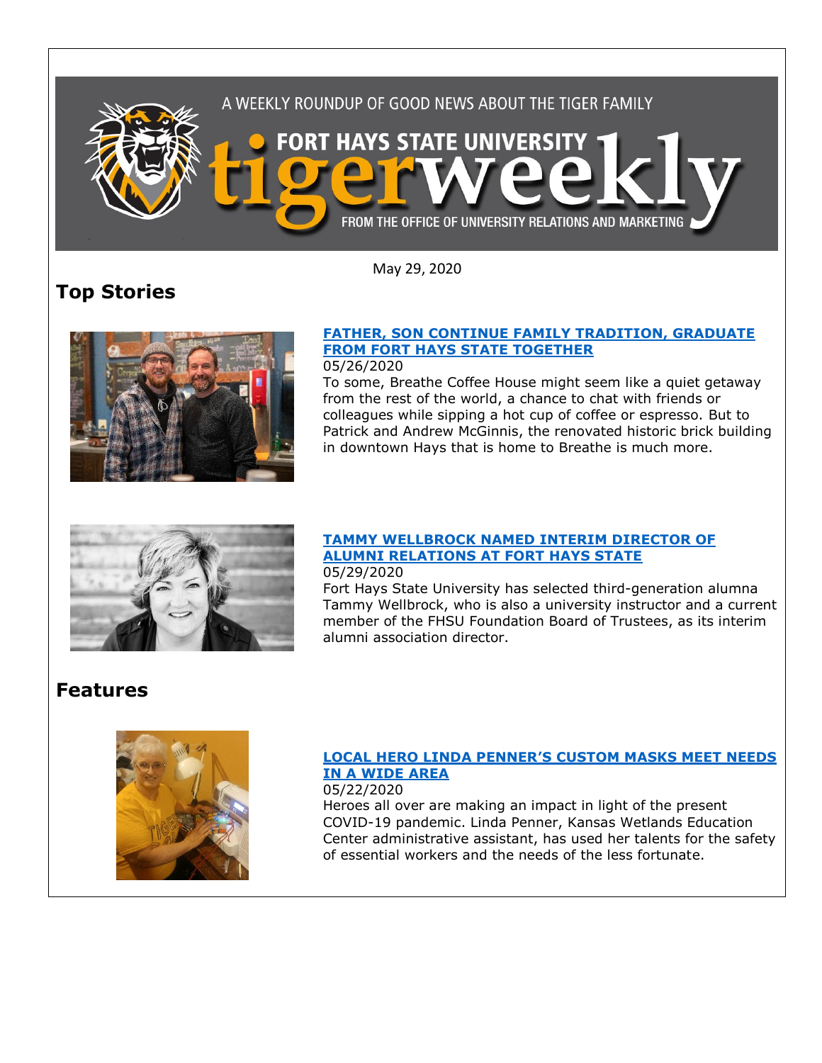A WEEKLY ROUNDUP OF GOOD NEWS ABOUT THE TIGER FAMILY

FORT HAYS STATE UNIVERSITY tigerweekly

FROM THE OFFICE OF UNIVERSITY RELATIONS AND MARKETING

May 29, 2020

# Top Stories

### FATHER, SON CONTINUE FAMILY TRADITION, GRADUATE FROM FORT HAYS STATE TOGETHER

05/26/2020

To some, Breathe Coffee House might seem like a quiet getaway from the rest of the world, a chance to chat with friends or colleagues while sipping a hot cup of coffee or espresso. But to Patrick and Andrew McGinnis, the renovated historic brick building in downtown Hays that is home to Breathe is much more.

### TAMMY WELLBROCK NAMED INTERIM DIRECTOR OF ALUMNI RELATIONS AT FORT HAYS STATE

05/29/2020

Fort Hays State University has selected third-generation alumna Tammy Wellbrock, who is also a university instructor and a current member of the FHSU Foundation Board of Trustees, as its interim alumni association director.

# Features

### LOCAL HERO LINDA PENNER'S CUSTOM MASKS MEET NEEDS IN A WIDE AREA

05/22/2020

Heroes all over are making an impact in light of the present COVID-19 pandemic. Linda Penner, Kansas Wetlands Education Center administrative assistant, has used her talents for the safety of essential workers and the needs of the less fortunate.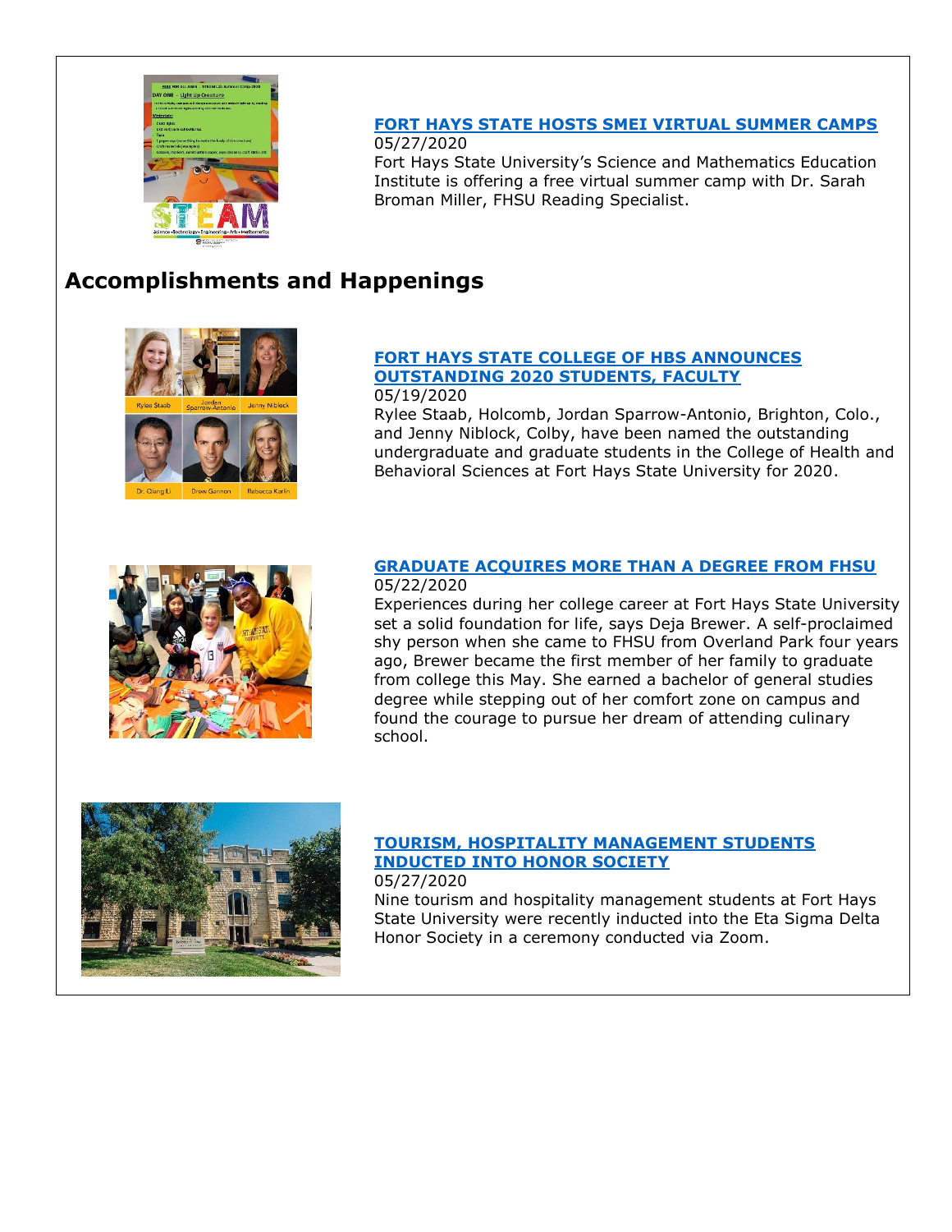**FORT HAYS STATE HOSTS SMEI VIRTUAL SUMMER CAMPS**
05/27/2020
Fort Hays State University's Science and Mathematics Education Institute is offering a free virtual summer camp with Dr. Sarah Broman Miller, FHSU Reading Specialist.

## Accomplishments and Happenings

**FORT HAYS STATE COLLEGE OF HBS ANNOUNCES OUTSTANDING 2020 STUDENTS, FACULTY**
05/19/2020
Rylee Staab, Holcomb, Jordan Sparrow-Antonio, Brighton, Colo., and Jenny Niblock, Colby, have been named the outstanding undergraduate and graduate students in the College of Health and Behavioral Sciences at Fort Hays State University for 2020.

**GRADUATE ACQUIRES MORE THAN A DEGREE FROM FHSU**
05/22/2020
Experiences during her college career at Fort Hays State University set a solid foundation for life, says Deja Brewer. A self-proclaimed shy person when she came to FHSU from Overland Park four years ago, Brewer became the first member of her family to graduate from college this May. She earned a bachelor of general studies degree while stepping out of her comfort zone on campus and found the courage to pursue her dream of attending culinary school.

**TOURISM, HOSPITALITY MANAGEMENT STUDENTS INDUCTED INTO HONOR SOCIETY**
05/27/2020
Nine tourism and hospitality management students at Fort Hays State University were recently inducted into the Eta Sigma Delta Honor Society in a ceremony conducted via Zoom.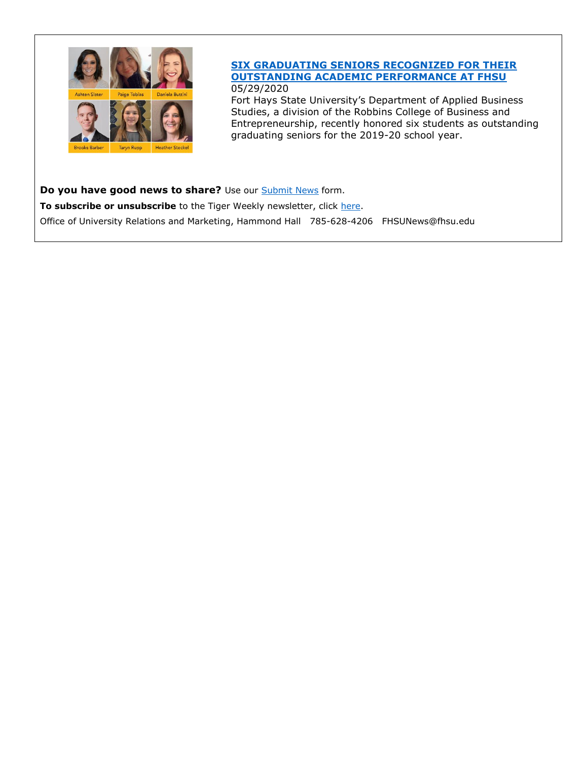**[SIX GRADUATING SENIORS RECOGNIZED FOR THEIR OUTSTANDING ACADEMIC PERFORMANCE AT FHSU]**

05/29/2020

Fort Hays State University's Department of Applied Business Studies, a division of the Robbins College of Business and Entrepreneurship, recently honored six students as outstanding graduating seniors for the 2019-20 school year.

**Do you have good news to share?** Use our Submit News form.

**To subscribe or unsubscribe** to the Tiger Weekly newsletter, click here.

Office of University Relations and Marketing, Hammond Hall 785-628-4206 FHSUNews@fhsu.edu